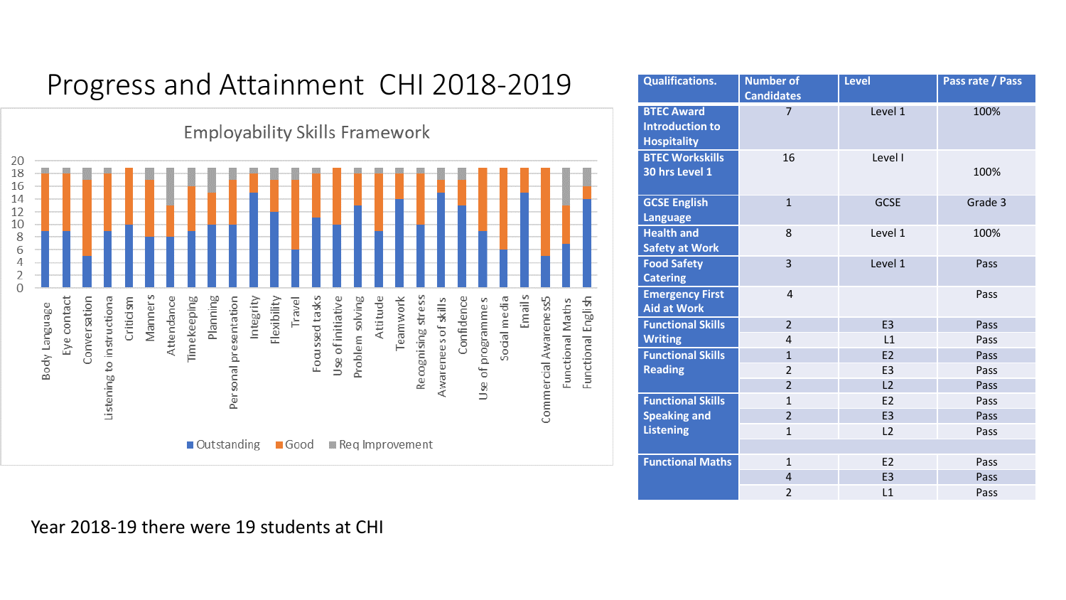# Progress and Attainment CHI 2018-2019

Employability Skills Framework

| Skill | Outstanding | Good | Req Improvement |
|---|---|---|---|
| Body Language | 9 | 9 | 1 |
| Eye contact | 9 | 9 | 1 |
| Conversation | 5 | 12 | 2 |
| Listening to instructiona | 9 | 9 | 1 |
| Criticism | 10 | 9 | 0 |
| Manners | 8 | 9 | 2 |
| Attendance | 8 | 5 | 6 |
| Timekeeping | 9 | 7 | 3 |
| Planning | 10 | 5 | 4 |
| Personal presentation | 10 | 7 | 2 |
| Integrity | 15 | 3 | 1 |
| Flexibility | 12 | 5 | 2 |
| Travel | 6 | 11 | 2 |
| Focussed tasks | 11 | 7 | 1 |
| Use of initiative | 10 | 9 | 0 |
| Problem solving | 13 | 5 | 1 |
| Attitude | 9 | 9 | 1 |
| Teamwork | 14 | 4 | 1 |
| Recognising stress | 10 | 8 | 1 |
| Awarenees of skills | 15 | 2 | 2 |
| Confidence | 13 | 4 | 2 |
| Use of programmes | 9 | 10 | 0 |
| Social media | 6 | 13 | 0 |
| Emails | 15 | 4 | 0 |
| Commercial Awareness5 | 5 | 14 | 0 |
| Functional Maths | 7 | 6 | 6 |
| Functional English | 14 | 2 | 3 |

Year 2018-19 there were 19 students at CHI

| Qualifications. | Number of Candidates | Level | Pass rate / Pass |
|---|---|---|---|
| BTEC Award Introduction to Hospitality | 7 | Level 1 | 100% |
| BTEC Workskills 30 hrs Level 1 | 16 | Level I | 100% |
| GCSE English Language | 1 | GCSE | Grade 3 |
| Health and Safety at Work | 8 | Level 1 | 100% |
| Food Safety Catering | 3 | Level 1 | Pass |
| Emergency First Aid at Work | 4 | | Pass |
| Functional Skills Writing | 2 | E3 | Pass |
| | 4 | L1 | Pass |
| Functional Skills Reading | 1 | E2 | Pass |
| | 2 | E3 | Pass |
| | 2 | L2 | Pass |
| Functional Skills Speaking and Listening | 1 | E2 | Pass |
| | 2 | E3 | Pass |
| | 1 | L2 | Pass |
| Functional Maths | 1 | E2 | Pass |
| | 4 | E3 | Pass |
| | 2 | L1 | Pass |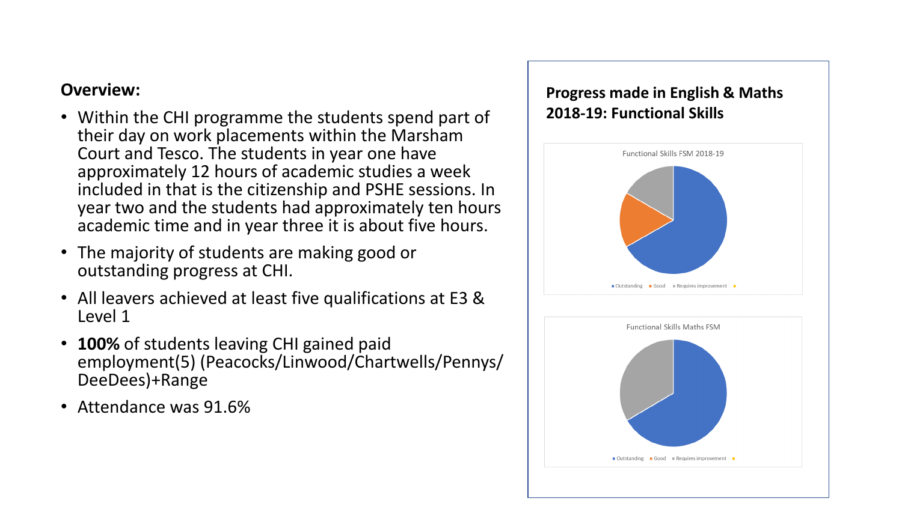**Overview:**

- Within the CHI programme the students spend part of their day on work placements within the Marsham Court and Tesco. The students in year one have approximately 12 hours of academic studies a week included in that is the citizenship and PSHE sessions. In year two and the students had approximately ten hours academic time and in year three it is about five hours.
- The majority of students are making good or outstanding progress at CHI.
- All leavers achieved at least five qualifications at E3 & Level 1
- **100%** of students leaving CHI gained paid employment(5) (Peacocks/Linwood/Chartwells/Pennys/ DeeDees)+Range
- Attendance was 91.6%

**Progress made in English & Maths 2018-19: Functional Skills**

Functional Skills FSM 2018-19

Outstanding
Good
Requires improvement

Functional Skills Maths FSM

Outstanding
Good
Requires improvement